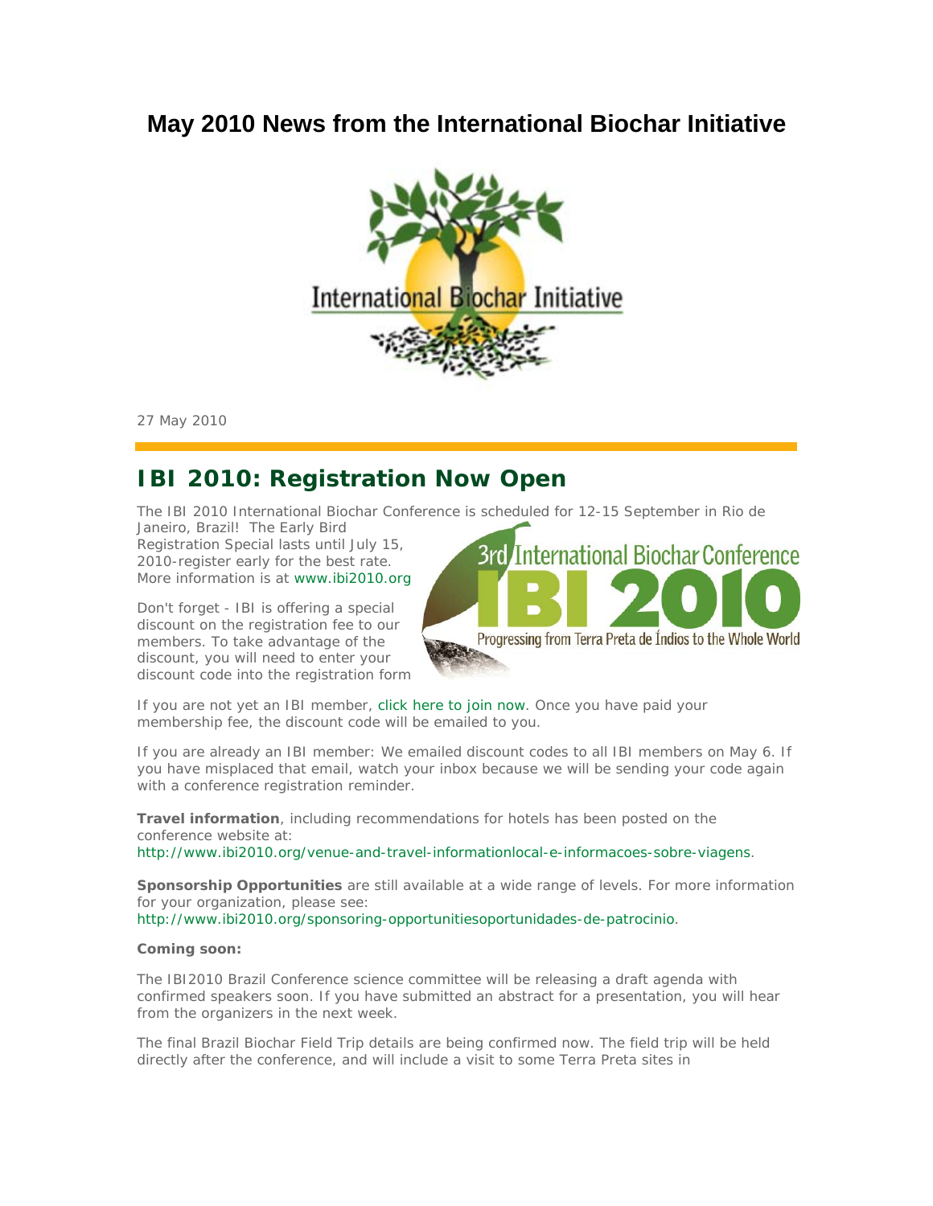# May 2010 News from the International Biochar Initiative

27 May 2010

## IBI 2010: Registration Now Open

The IBI 2010 International Biochar Conference is scheduled for 12-15 September in Rio de Janeiro, Brazil! The Early Bird Registration Special lasts until July 15, 2010-register early for the best rate. More information is at www.ibi2010.org

Don't forget - IBI is offering a special discount on the registration fee to our members. To take advantage of the discount, you will need to enter your discount code into the registration form

If you are not yet an IBI member, click here to join now. Once you have paid your membership fee, the discount code will be emailed to you.

If you are already an IBI member: We emailed discount codes to all IBI members on May 6. If you have misplaced that email, watch your inbox because we will be sending your code again with a conference registration reminder.

**Travel information**, including recommendations for hotels has been posted on the conference website at: http://www.ibi2010.org/venue-and-travel-informationlocal-e-informacoes-sobre-viagens.

**Sponsorship Opportunities** are still available at a wide range of levels. For more information for your organization, please see: http://www.ibi2010.org/sponsoring-opportunitiesoportunidades-de-patrocinio.

**Coming soon:**

The IBI2010 Brazil Conference science committee will be releasing a draft agenda with confirmed speakers soon. If you have submitted an abstract for a presentation, you will hear from the organizers in the next week.

The final Brazil Biochar Field Trip details are being confirmed now. The field trip will be held directly after the conference, and will include a visit to some Terra Preta sites in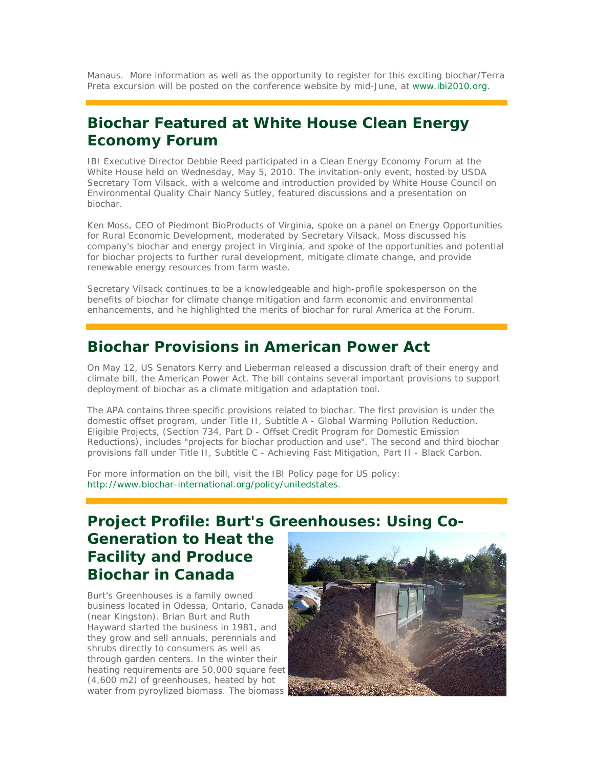Manaus. More information as well as the opportunity to register for this exciting biochar/Terra Preta excursion will be posted on the conference website by mid-June, at www.ibi2010.org.

## Biochar Featured at White House Clean Energy Economy Forum

IBI Executive Director Debbie Reed participated in a Clean Energy Economy Forum at the White House held on Wednesday, May 5, 2010. The invitation-only event, hosted by USDA Secretary Tom Vilsack, with a welcome and introduction provided by White House Council on Environmental Quality Chair Nancy Sutley, featured discussions and a presentation on biochar.

Ken Moss, CEO of Piedmont BioProducts of Virginia, spoke on a panel on Energy Opportunities for Rural Economic Development, moderated by Secretary Vilsack. Moss discussed his company's biochar and energy project in Virginia, and spoke of the opportunities and potential for biochar projects to further rural development, mitigate climate change, and provide renewable energy resources from farm waste.

Secretary Vilsack continues to be a knowledgeable and high-profile spokesperson on the benefits of biochar for climate change mitigation and farm economic and environmental enhancements, and he highlighted the merits of biochar for rural America at the Forum.

## Biochar Provisions in American Power Act

On May 12, US Senators Kerry and Lieberman released a discussion draft of their energy and climate bill, the American Power Act. The bill contains several important provisions to support deployment of biochar as a climate mitigation and adaptation tool.

The APA contains three specific provisions related to biochar. The first provision is under the domestic offset program, under Title II, Subtitle A - Global Warming Pollution Reduction. Eligible Projects, (Section 734, Part D - Offset Credit Program for Domestic Emission Reductions), includes "projects for biochar production and use". The second and third biochar provisions fall under Title II, Subtitle C - Achieving Fast Mitigation, Part II - Black Carbon.

For more information on the bill, visit the IBI Policy page for US policy: http://www.biochar-international.org/policy/unitedstates.

## Project Profile: Burt's Greenhouses: Using Co-Generation to Heat the Facility and Produce Biochar in Canada

Burt's Greenhouses is a family owned business located in Odessa, Ontario, Canada (near Kingston). Brian Burt and Ruth Hayward started the business in 1981, and they grow and sell annuals, perennials and shrubs directly to consumers as well as through garden centers. In the winter their heating requirements are 50,000 square feet (4,600 m2) of greenhouses, heated by hot water from pyroylized biomass. The biomass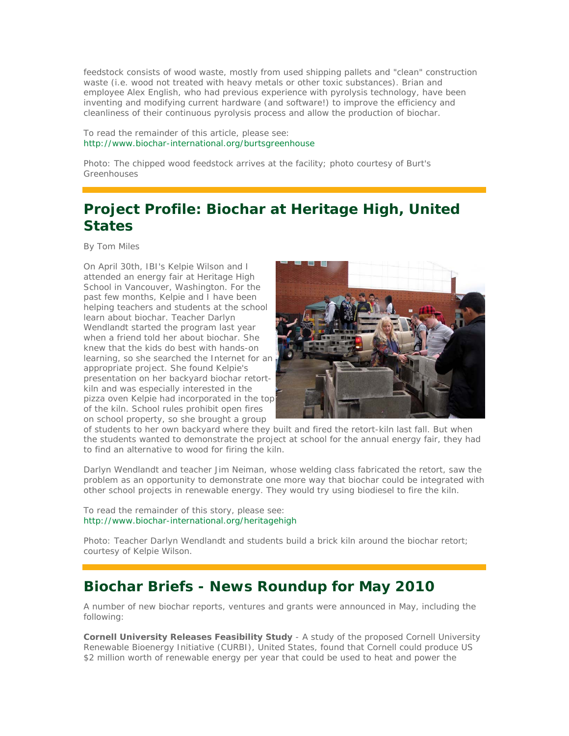feedstock consists of wood waste, mostly from used shipping pallets and "clean" construction waste (i.e. wood not treated with heavy metals or other toxic substances). Brian and employee Alex English, who had previous experience with pyrolysis technology, have been inventing and modifying current hardware (and software!) to improve the efficiency and cleanliness of their continuous pyrolysis process and allow the production of biochar.

To read the remainder of this article, please see:
http://www.biochar-international.org/burtsgreenhouse

Photo: The chipped wood feedstock arrives at the facility; photo courtesy of Burt's Greenhouses

## Project Profile: Biochar at Heritage High, United States

By Tom Miles

On April 30th, IBI's Kelpie Wilson and I attended an energy fair at Heritage High School in Vancouver, Washington. For the past few months, Kelpie and I have been helping teachers and students at the school learn about biochar. Teacher Darlyn Wendlandt started the program last year when a friend told her about biochar. She knew that the kids do best with hands-on learning, so she searched the Internet for an appropriate project. She found Kelpie's presentation on her backyard biochar retort-kiln and was especially interested in the pizza oven Kelpie had incorporated in the top of the kiln. School rules prohibit open fires on school property, so she brought a group of students to her own backyard where they built and fired the retort-kiln last fall. But when the students wanted to demonstrate the project at school for the annual energy fair, they had to find an alternative to wood for firing the kiln.

Darlyn Wendlandt and teacher Jim Neiman, whose welding class fabricated the retort, saw the problem as an opportunity to demonstrate one more way that biochar could be integrated with other school projects in renewable energy. They would try using biodiesel to fire the kiln.

To read the remainder of this story, please see:
http://www.biochar-international.org/heritagehigh

Photo: Teacher Darlyn Wendlandt and students build a brick kiln around the biochar retort; courtesy of Kelpie Wilson.

## Biochar Briefs - News Roundup for May 2010

A number of new biochar reports, ventures and grants were announced in May, including the following:

**Cornell University Releases Feasibility Study** - A study of the proposed Cornell University Renewable Bioenergy Initiative (CURBI), United States, found that Cornell could produce US $2 million worth of renewable energy per year that could be used to heat and power the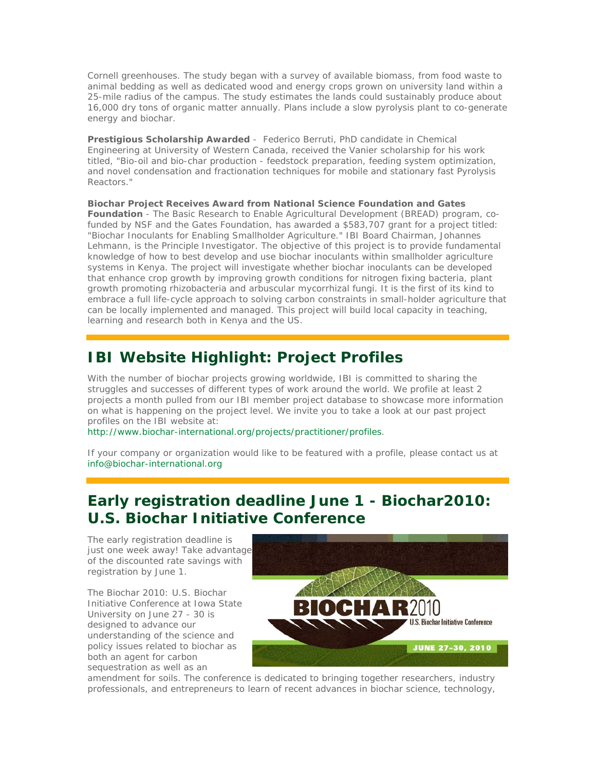Cornell greenhouses. The study began with a survey of available biomass, from food waste to animal bedding as well as dedicated wood and energy crops grown on university land within a 25-mile radius of the campus. The study estimates the lands could sustainably produce about 16,000 dry tons of organic matter annually. Plans include a slow pyrolysis plant to co-generate energy and biochar.

**Prestigious Scholarship Awarded** - Federico Berruti, PhD candidate in Chemical Engineering at University of Western Canada, received the Vanier scholarship for his work titled, "Bio-oil and bio-char production - feedstock preparation, feeding system optimization, and novel condensation and fractionation techniques for mobile and stationary fast Pyrolysis Reactors."

**Biochar Project Receives Award from National Science Foundation and Gates Foundation** - The Basic Research to Enable Agricultural Development (BREAD) program, co-funded by NSF and the Gates Foundation, has awarded a $583,707 grant for a project titled: "Biochar Inoculants for Enabling Smallholder Agriculture." IBI Board Chairman, Johannes Lehmann, is the Principle Investigator. The objective of this project is to provide fundamental knowledge of how to best develop and use biochar inoculants within smallholder agriculture systems in Kenya. The project will investigate whether biochar inoculants can be developed that enhance crop growth by improving growth conditions for nitrogen fixing bacteria, plant growth promoting rhizobacteria and arbuscular mycorrhizal fungi. It is the first of its kind to embrace a full life-cycle approach to solving carbon constraints in small-holder agriculture that can be locally implemented and managed. This project will build local capacity in teaching, learning and research both in Kenya and the US.

## IBI Website Highlight: Project Profiles

With the number of biochar projects growing worldwide, IBI is committed to sharing the struggles and successes of different types of work around the world. We profile at least 2 projects a month pulled from our IBI member project database to showcase more information on what is happening on the project level. We invite you to take a look at our past project profiles on the IBI website at:
http://www.biochar-international.org/projects/practitioner/profiles.

If your company or organization would like to be featured with a profile, please contact us at info@biochar-international.org

## Early registration deadline June 1 - Biochar2010: U.S. Biochar Initiative Conference

The early registration deadline is just one week away! Take advantage of the discounted rate savings with registration by June 1.

The Biochar 2010: U.S. Biochar Initiative Conference at Iowa State University on June 27 - 30 is designed to advance our understanding of the science and policy issues related to biochar as both an agent for carbon sequestration as well as an amendment for soils. The conference is dedicated to bringing together researchers, industry professionals, and entrepreneurs to learn of recent advances in biochar science, technology,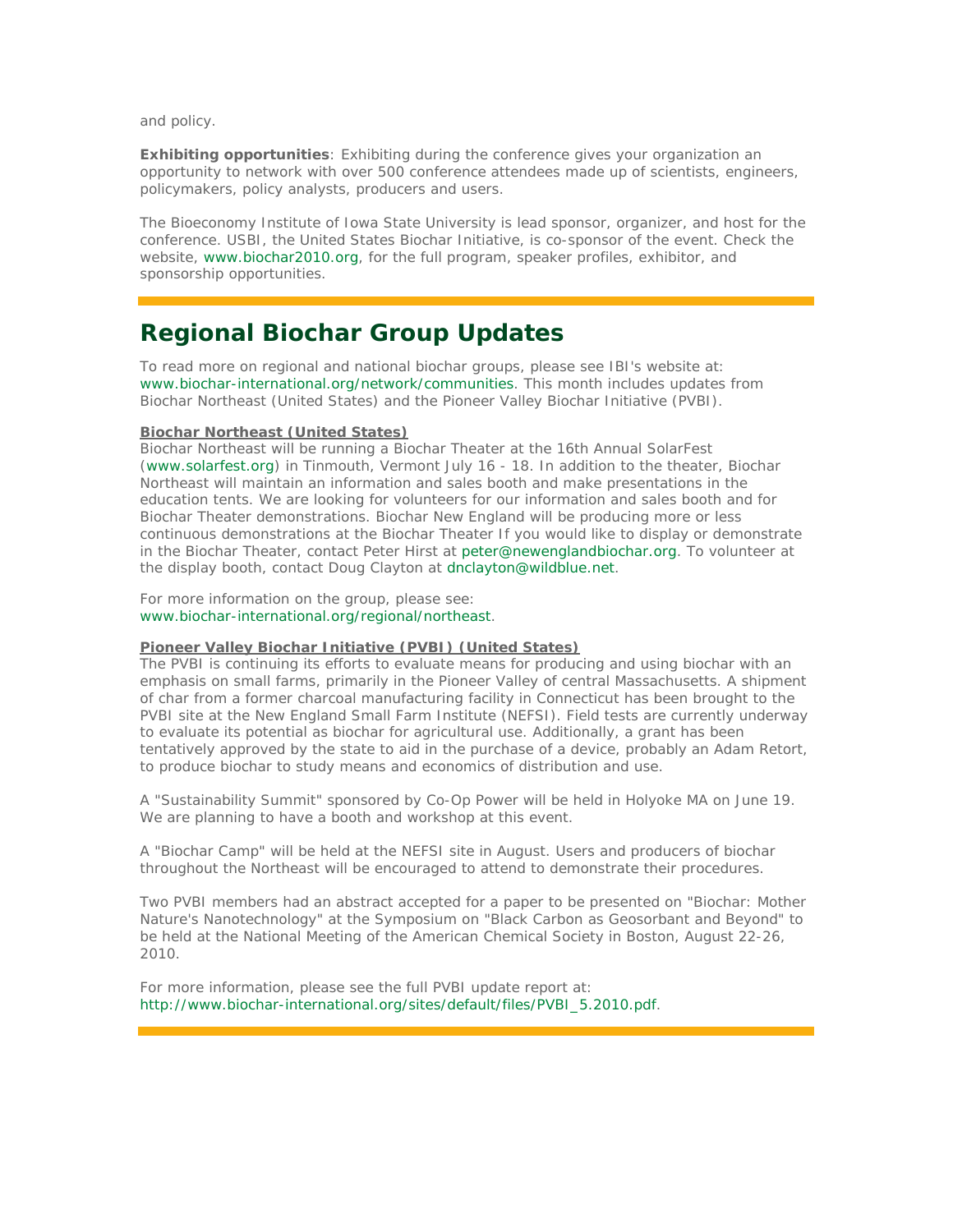and policy.

**Exhibiting opportunities**: Exhibiting during the conference gives your organization an opportunity to network with over 500 conference attendees made up of scientists, engineers, policymakers, policy analysts, producers and users.

The Bioeconomy Institute of Iowa State University is lead sponsor, organizer, and host for the conference. USBI, the United States Biochar Initiative, is co-sponsor of the event. Check the website, www.biochar2010.org, for the full program, speaker profiles, exhibitor, and sponsorship opportunities.

## Regional Biochar Group Updates

To read more on regional and national biochar groups, please see IBI's website at: www.biochar-international.org/network/communities. This month includes updates from Biochar Northeast (United States) and the Pioneer Valley Biochar Initiative (PVBI).

**Biochar Northeast (United States)**

Biochar Northeast will be running a Biochar Theater at the 16th Annual SolarFest (www.solarfest.org) in Tinmouth, Vermont July 16 - 18. In addition to the theater, Biochar Northeast will maintain an information and sales booth and make presentations in the education tents. We are looking for volunteers for our information and sales booth and for Biochar Theater demonstrations. Biochar New England will be producing more or less continuous demonstrations at the Biochar Theater If you would like to display or demonstrate in the Biochar Theater, contact Peter Hirst at peter@newenglandbiochar.org. To volunteer at the display booth, contact Doug Clayton at dnclayton@wildblue.net.

For more information on the group, please see: www.biochar-international.org/regional/northeast.

**Pioneer Valley Biochar Initiative (PVBI) (United States)**

The PVBI is continuing its efforts to evaluate means for producing and using biochar with an emphasis on small farms, primarily in the Pioneer Valley of central Massachusetts. A shipment of char from a former charcoal manufacturing facility in Connecticut has been brought to the PVBI site at the New England Small Farm Institute (NEFSI). Field tests are currently underway to evaluate its potential as biochar for agricultural use. Additionally, a grant has been tentatively approved by the state to aid in the purchase of a device, probably an Adam Retort, to produce biochar to study means and economics of distribution and use.

A "Sustainability Summit" sponsored by Co-Op Power will be held in Holyoke MA on June 19. We are planning to have a booth and workshop at this event.

A "Biochar Camp" will be held at the NEFSI site in August. Users and producers of biochar throughout the Northeast will be encouraged to attend to demonstrate their procedures.

Two PVBI members had an abstract accepted for a paper to be presented on "Biochar: Mother Nature's Nanotechnology" at the Symposium on "Black Carbon as Geosorbant and Beyond" to be held at the National Meeting of the American Chemical Society in Boston, August 22-26, 2010.

For more information, please see the full PVBI update report at: http://www.biochar-international.org/sites/default/files/PVBI_5.2010.pdf.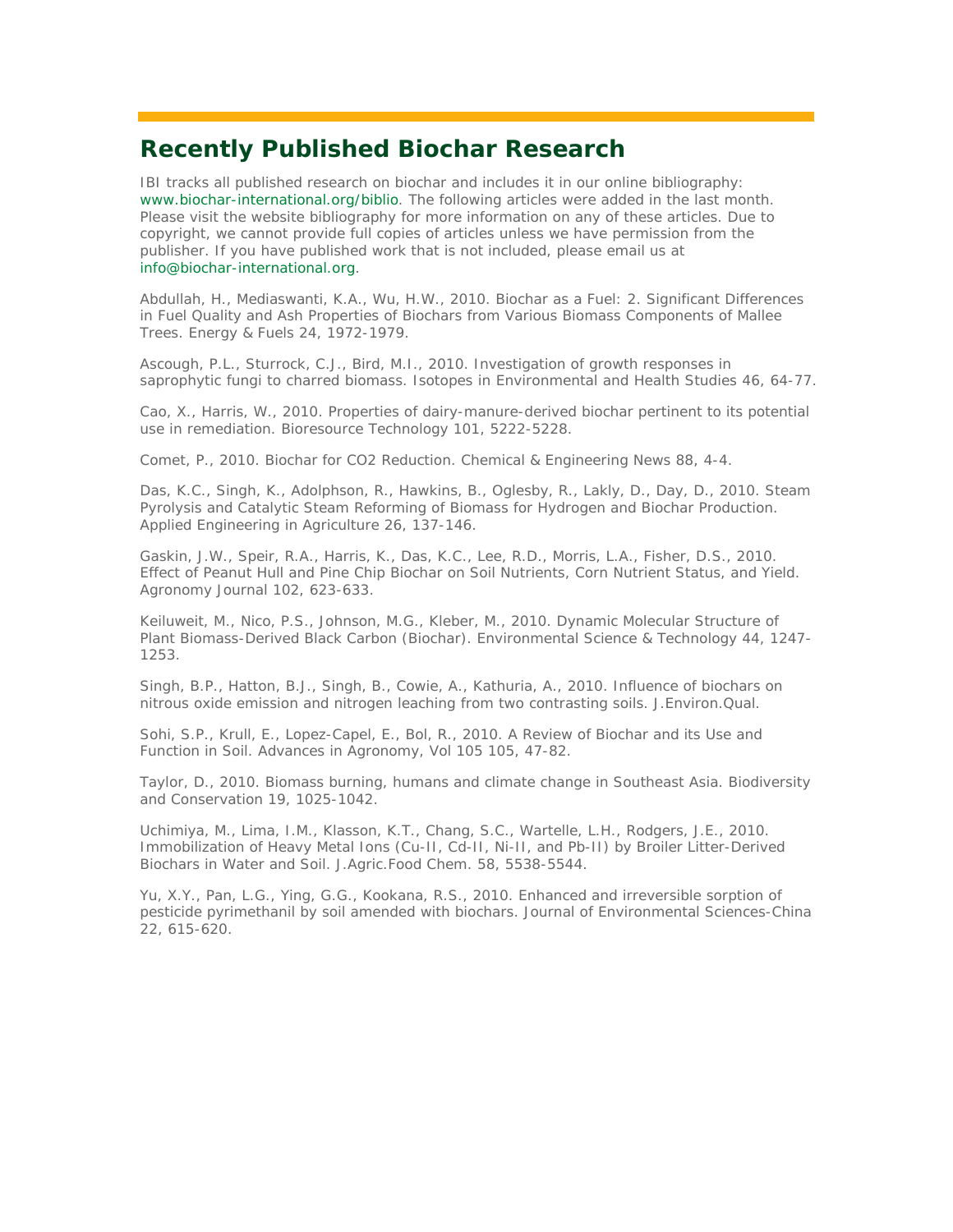## Recently Published Biochar Research

IBI tracks all published research on biochar and includes it in our online bibliography: www.biochar-international.org/biblio. The following articles were added in the last month. Please visit the website bibliography for more information on any of these articles. Due to copyright, we cannot provide full copies of articles unless we have permission from the publisher. If you have published work that is not included, please email us at info@biochar-international.org.

Abdullah, H., Mediaswanti, K.A., Wu, H.W., 2010. Biochar as a Fuel: 2. Significant Differences in Fuel Quality and Ash Properties of Biochars from Various Biomass Components of Mallee Trees. Energy & Fuels 24, 1972-1979.

Ascough, P.L., Sturrock, C.J., Bird, M.I., 2010. Investigation of growth responses in saprophytic fungi to charred biomass. Isotopes in Environmental and Health Studies 46, 64-77.

Cao, X., Harris, W., 2010. Properties of dairy-manure-derived biochar pertinent to its potential use in remediation. Bioresource Technology 101, 5222-5228.

Comet, P., 2010. Biochar for CO2 Reduction. Chemical & Engineering News 88, 4-4.

Das, K.C., Singh, K., Adolphson, R., Hawkins, B., Oglesby, R., Lakly, D., Day, D., 2010. Steam Pyrolysis and Catalytic Steam Reforming of Biomass for Hydrogen and Biochar Production. Applied Engineering in Agriculture 26, 137-146.

Gaskin, J.W., Speir, R.A., Harris, K., Das, K.C., Lee, R.D., Morris, L.A., Fisher, D.S., 2010. Effect of Peanut Hull and Pine Chip Biochar on Soil Nutrients, Corn Nutrient Status, and Yield. Agronomy Journal 102, 623-633.

Keiluweit, M., Nico, P.S., Johnson, M.G., Kleber, M., 2010. Dynamic Molecular Structure of Plant Biomass-Derived Black Carbon (Biochar). Environmental Science & Technology 44, 1247-1253.

Singh, B.P., Hatton, B.J., Singh, B., Cowie, A., Kathuria, A., 2010. Influence of biochars on nitrous oxide emission and nitrogen leaching from two contrasting soils. J.Environ.Qual.

Sohi, S.P., Krull, E., Lopez-Capel, E., Bol, R., 2010. A Review of Biochar and its Use and Function in Soil. Advances in Agronomy, Vol 105 105, 47-82.

Taylor, D., 2010. Biomass burning, humans and climate change in Southeast Asia. Biodiversity and Conservation 19, 1025-1042.

Uchimiya, M., Lima, I.M., Klasson, K.T., Chang, S.C., Wartelle, L.H., Rodgers, J.E., 2010. Immobilization of Heavy Metal Ions (Cu-II, Cd-II, Ni-II, and Pb-II) by Broiler Litter-Derived Biochars in Water and Soil. J.Agric.Food Chem. 58, 5538-5544.

Yu, X.Y., Pan, L.G., Ying, G.G., Kookana, R.S., 2010. Enhanced and irreversible sorption of pesticide pyrimethanil by soil amended with biochars. Journal of Environmental Sciences-China 22, 615-620.